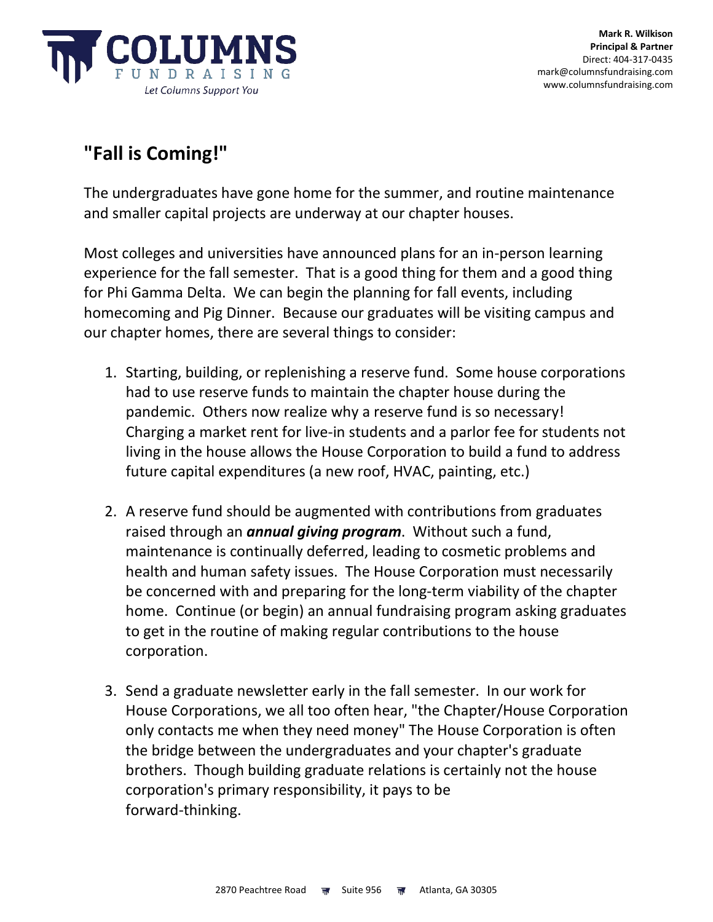**COLUMNS**
**FUNDRAISING**
*Let Columns Support You*

**Mark R. Wilkison**
**Principal & Partner**
Direct: 404-317-0435
mark@columnsfundraising.com
www.columnsfundraising.com

## "Fall is Coming!"

The undergraduates have gone home for the summer, and routine maintenance and smaller capital projects are underway at our chapter houses.

Most colleges and universities have announced plans for an in-person learning experience for the fall semester. That is a good thing for them and a good thing for Phi Gamma Delta. We can begin the planning for fall events, including homecoming and Pig Dinner. Because our graduates will be visiting campus and our chapter homes, there are several things to consider:

1. Starting, building, or replenishing a reserve fund. Some house corporations had to use reserve funds to maintain the chapter house during the pandemic. Others now realize why a reserve fund is so necessary! Charging a market rent for live-in students and a parlor fee for students not living in the house allows the House Corporation to build a fund to address future capital expenditures (a new roof, HVAC, painting, etc.)

2. A reserve fund should be augmented with contributions from graduates raised through an ***annual giving program***. Without such a fund, maintenance is continually deferred, leading to cosmetic problems and health and human safety issues. The House Corporation must necessarily be concerned with and preparing for the long-term viability of the chapter home. Continue (or begin) an annual fundraising program asking graduates to get in the routine of making regular contributions to the house corporation.

3. Send a graduate newsletter early in the fall semester. In our work for House Corporations, we all too often hear, "the Chapter/House Corporation only contacts me when they need money" The House Corporation is often the bridge between the undergraduates and your chapter's graduate brothers. Though building graduate relations is certainly not the house corporation's primary responsibility, it pays to be forward-thinking.

2870 Peachtree Road Suite 956 Atlanta, GA 30305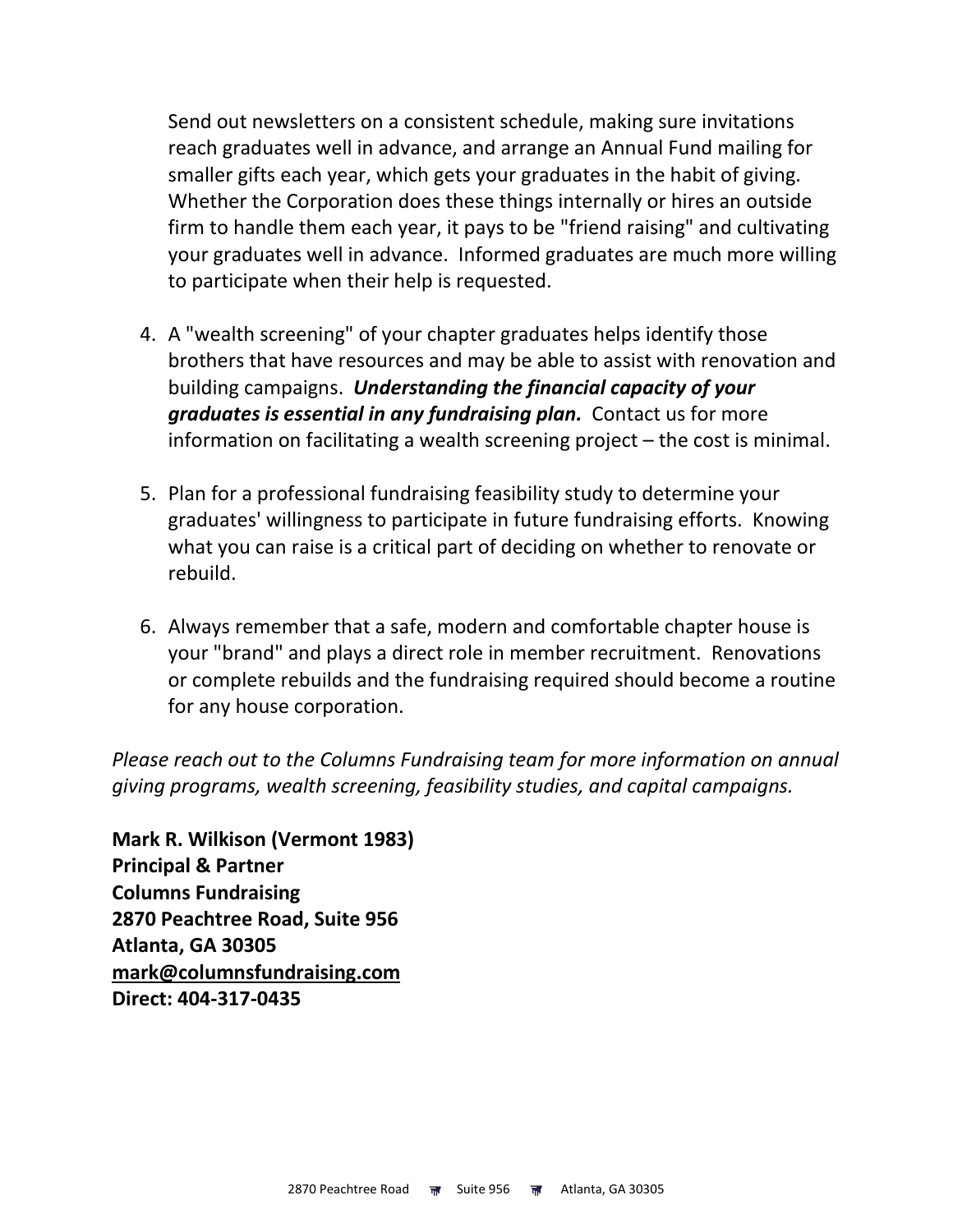Send out newsletters on a consistent schedule, making sure invitations reach graduates well in advance, and arrange an Annual Fund mailing for smaller gifts each year, which gets your graduates in the habit of giving. Whether the Corporation does these things internally or hires an outside firm to handle them each year, it pays to be "friend raising" and cultivating your graduates well in advance. Informed graduates are much more willing to participate when their help is requested.

4. A "wealth screening" of your chapter graduates helps identify those brothers that have resources and may be able to assist with renovation and building campaigns. ***Understanding the financial capacity of your graduates is essential in any fundraising plan.*** Contact us for more information on facilitating a wealth screening project – the cost is minimal.

5. Plan for a professional fundraising feasibility study to determine your graduates' willingness to participate in future fundraising efforts. Knowing what you can raise is a critical part of deciding on whether to renovate or rebuild.

6. Always remember that a safe, modern and comfortable chapter house is your "brand" and plays a direct role in member recruitment. Renovations or complete rebuilds and the fundraising required should become a routine for any house corporation.

*Please reach out to the Columns Fundraising team for more information on annual giving programs, wealth screening, feasibility studies, and capital campaigns.*

**Mark R. Wilkison (Vermont 1983)**
**Principal & Partner**
**Columns Fundraising**
**2870 Peachtree Road, Suite 956**
**Atlanta, GA 30305**
**mark@columnsfundraising.com**
**Direct: 404-317-0435**